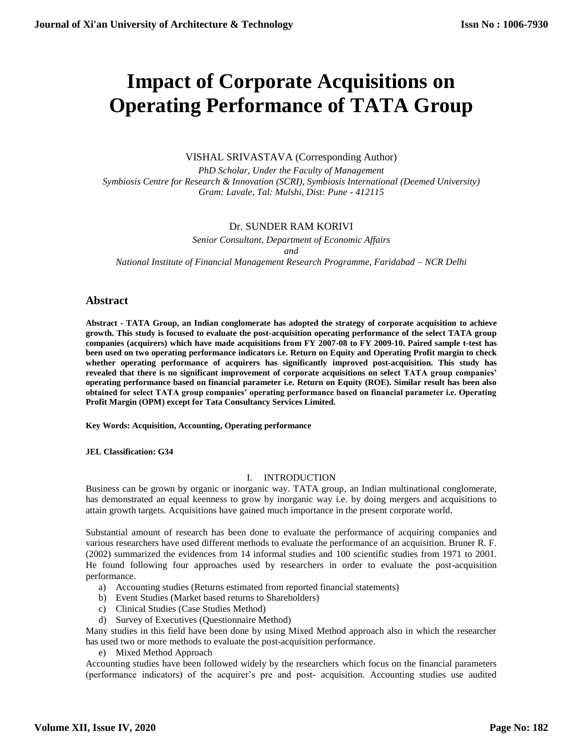# Impact of Corporate Acquisitions on Operating Performance of TATA Group

VISHAL SRIVASTAVA (Corresponding Author)

*PhD Scholar, Under the Faculty of Management*
*Symbiosis Centre for Research & Innovation (SCRI), Symbiosis International (Deemed University)*
*Gram: Lavale, Tal: Mulshi, Dist: Pune - 412115*

Dr. SUNDER RAM KORIVI

*Senior Consultant, Department of Economic Affairs*
*and*
*National Institute of Financial Management Research Programme, Faridabad – NCR Delhi*

## Abstract

**Abstract - TATA Group, an Indian conglomerate has adopted the strategy of corporate acquisition to achieve growth. This study is focused to evaluate the post-acquisition operating performance of the select TATA group companies (acquirers) which have made acquisitions from FY 2007-08 to FY 2009-10. Paired sample t-test has been used on two operating performance indicators i.e. Return on Equity and Operating Profit margin to check whether operating performance of acquirers has significantly improved post-acquisition. This study has revealed that there is no significant improvement of corporate acquisitions on select TATA group companies' operating performance based on financial parameter i.e. Return on Equity (ROE). Similar result has been also obtained for select TATA group companies' operating performance based on financial parameter i.e. Operating Profit Margin (OPM) except for Tata Consultancy Services Limited.**

**Key Words: Acquisition, Accounting, Operating performance**

**JEL Classification: G34**

## I. INTRODUCTION

Business can be grown by organic or inorganic way. TATA group, an Indian multinational conglomerate, has demonstrated an equal keenness to grow by inorganic way i.e. by doing mergers and acquisitions to attain growth targets. Acquisitions have gained much importance in the present corporate world.

Substantial amount of research has been done to evaluate the performance of acquiring companies and various researchers have used different methods to evaluate the performance of an acquisition. Bruner R. F. (2002) summarized the evidences from 14 informal studies and 100 scientific studies from 1971 to 2001. He found following four approaches used by researchers in order to evaluate the post-acquisition performance.

a) Accounting studies (Returns estimated from reported financial statements)
b) Event Studies (Market based returns to Shareholders)
c) Clinical Studies (Case Studies Method)
d) Survey of Executives (Questionnaire Method)

Many studies in this field have been done by using Mixed Method approach also in which the researcher has used two or more methods to evaluate the post-acquisition performance.

e) Mixed Method Approach

Accounting studies have been followed widely by the researchers which focus on the financial parameters (performance indicators) of the acquirer's pre and post- acquisition. Accounting studies use audited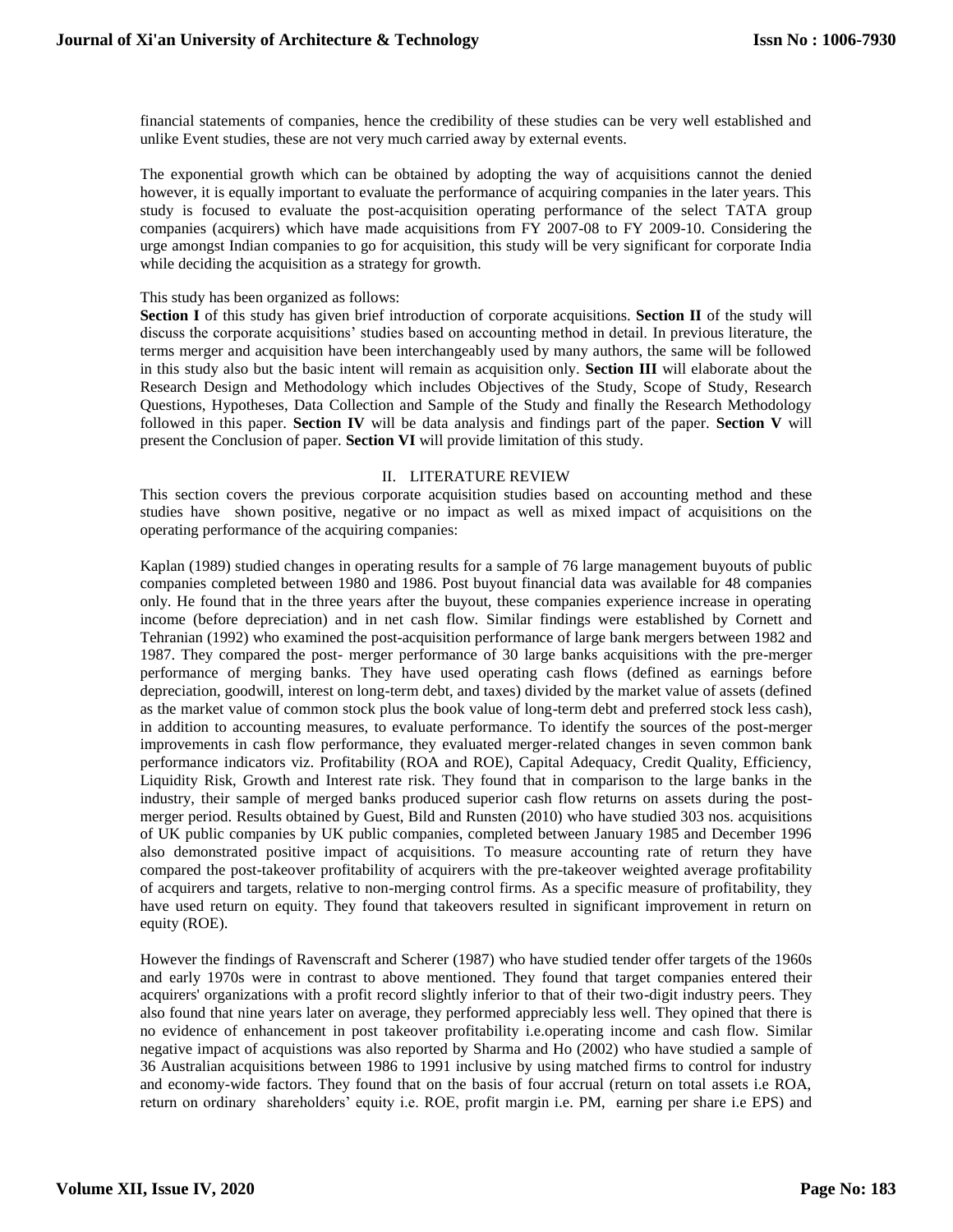financial statements of companies, hence the credibility of these studies can be very well established and unlike Event studies, these are not very much carried away by external events.

The exponential growth which can be obtained by adopting the way of acquisitions cannot the denied however, it is equally important to evaluate the performance of acquiring companies in the later years. This study is focused to evaluate the post-acquisition operating performance of the select TATA group companies (acquirers) which have made acquisitions from FY 2007-08 to FY 2009-10. Considering the urge amongst Indian companies to go for acquisition, this study will be very significant for corporate India while deciding the acquisition as a strategy for growth.

This study has been organized as follows:

**Section I** of this study has given brief introduction of corporate acquisitions. **Section II** of the study will discuss the corporate acquisitions' studies based on accounting method in detail. In previous literature, the terms merger and acquisition have been interchangeably used by many authors, the same will be followed in this study also but the basic intent will remain as acquisition only. **Section III** will elaborate about the Research Design and Methodology which includes Objectives of the Study, Scope of Study, Research Questions, Hypotheses, Data Collection and Sample of the Study and finally the Research Methodology followed in this paper. **Section IV** will be data analysis and findings part of the paper. **Section V** will present the Conclusion of paper. **Section VI** will provide limitation of this study.

## II. LITERATURE REVIEW

This section covers the previous corporate acquisition studies based on accounting method and these studies have shown positive, negative or no impact as well as mixed impact of acquisitions on the operating performance of the acquiring companies:

Kaplan (1989) studied changes in operating results for a sample of 76 large management buyouts of public companies completed between 1980 and 1986. Post buyout financial data was available for 48 companies only. He found that in the three years after the buyout, these companies experience increase in operating income (before depreciation) and in net cash flow. Similar findings were established by Cornett and Tehranian (1992) who examined the post-acquisition performance of large bank mergers between 1982 and 1987. They compared the post- merger performance of 30 large banks acquisitions with the pre-merger performance of merging banks. They have used operating cash flows (defined as earnings before depreciation, goodwill, interest on long-term debt, and taxes) divided by the market value of assets (defined as the market value of common stock plus the book value of long-term debt and preferred stock less cash), in addition to accounting measures, to evaluate performance. To identify the sources of the post-merger improvements in cash flow performance, they evaluated merger-related changes in seven common bank performance indicators viz. Profitability (ROA and ROE), Capital Adequacy, Credit Quality, Efficiency, Liquidity Risk, Growth and Interest rate risk. They found that in comparison to the large banks in the industry, their sample of merged banks produced superior cash flow returns on assets during the post-merger period. Results obtained by Guest, Bild and Runsten (2010) who have studied 303 nos. acquisitions of UK public companies by UK public companies, completed between January 1985 and December 1996 also demonstrated positive impact of acquisitions. To measure accounting rate of return they have compared the post-takeover profitability of acquirers with the pre-takeover weighted average profitability of acquirers and targets, relative to non-merging control firms. As a specific measure of profitability, they have used return on equity. They found that takeovers resulted in significant improvement in return on equity (ROE).

However the findings of Ravenscraft and Scherer (1987) who have studied tender offer targets of the 1960s and early 1970s were in contrast to above mentioned. They found that target companies entered their acquirers' organizations with a profit record slightly inferior to that of their two-digit industry peers. They also found that nine years later on average, they performed appreciably less well. They opined that there is no evidence of enhancement in post takeover profitability i.e.operating income and cash flow. Similar negative impact of acquistions was also reported by Sharma and Ho (2002) who have studied a sample of 36 Australian acquisitions between 1986 to 1991 inclusive by using matched firms to control for industry and economy-wide factors. They found that on the basis of four accrual (return on total assets i.e ROA, return on ordinary shareholders' equity i.e. ROE, profit margin i.e. PM, earning per share i.e EPS) and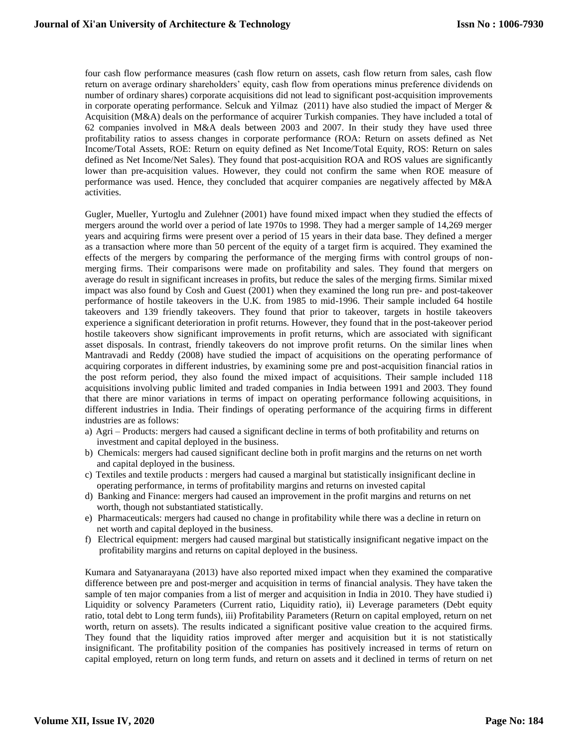four cash flow performance measures (cash flow return on assets, cash flow return from sales, cash flow return on average ordinary shareholders' equity, cash flow from operations minus preference dividends on number of ordinary shares) corporate acquisitions did not lead to significant post-acquisition improvements in corporate operating performance. Selcuk and Yilmaz (2011) have also studied the impact of Merger & Acquisition (M&A) deals on the performance of acquirer Turkish companies. They have included a total of 62 companies involved in M&A deals between 2003 and 2007. In their study they have used three profitability ratios to assess changes in corporate performance (ROA: Return on assets defined as Net Income/Total Assets, ROE: Return on equity defined as Net Income/Total Equity, ROS: Return on sales defined as Net Income/Net Sales). They found that post-acquisition ROA and ROS values are significantly lower than pre-acquisition values. However, they could not confirm the same when ROE measure of performance was used. Hence, they concluded that acquirer companies are negatively affected by M&A activities.

Gugler, Mueller, Yurtoglu and Zulehner (2001) have found mixed impact when they studied the effects of mergers around the world over a period of late 1970s to 1998. They had a merger sample of 14,269 merger years and acquiring firms were present over a period of 15 years in their data base. They defined a merger as a transaction where more than 50 percent of the equity of a target firm is acquired. They examined the effects of the mergers by comparing the performance of the merging firms with control groups of non-merging firms. Their comparisons were made on profitability and sales. They found that mergers on average do result in significant increases in profits, but reduce the sales of the merging firms. Similar mixed impact was also found by Cosh and Guest (2001) when they examined the long run pre- and post-takeover performance of hostile takeovers in the U.K. from 1985 to mid-1996. Their sample included 64 hostile takeovers and 139 friendly takeovers. They found that prior to takeover, targets in hostile takeovers experience a significant deterioration in profit returns. However, they found that in the post-takeover period hostile takeovers show significant improvements in profit returns, which are associated with significant asset disposals. In contrast, friendly takeovers do not improve profit returns. On the similar lines when Mantravadi and Reddy (2008) have studied the impact of acquisitions on the operating performance of acquiring corporates in different industries, by examining some pre and post-acquisition financial ratios in the post reform period, they also found the mixed impact of acquisitions. Their sample included 118 acquisitions involving public limited and traded companies in India between 1991 and 2003. They found that there are minor variations in terms of impact on operating performance following acquisitions, in different industries in India. Their findings of operating performance of the acquiring firms in different industries are as follows:

a) Agri – Products: mergers had caused a significant decline in terms of both profitability and returns on investment and capital deployed in the business.
b) Chemicals: mergers had caused significant decline both in profit margins and the returns on net worth and capital deployed in the business.
c) Textiles and textile products : mergers had caused a marginal but statistically insignificant decline in operating performance, in terms of profitability margins and returns on invested capital
d) Banking and Finance: mergers had caused an improvement in the profit margins and returns on net worth, though not substantiated statistically.
e) Pharmaceuticals: mergers had caused no change in profitability while there was a decline in return on net worth and capital deployed in the business.
f) Electrical equipment: mergers had caused marginal but statistically insignificant negative impact on the profitability margins and returns on capital deployed in the business.

Kumara and Satyanarayana (2013) have also reported mixed impact when they examined the comparative difference between pre and post-merger and acquisition in terms of financial analysis. They have taken the sample of ten major companies from a list of merger and acquisition in India in 2010. They have studied i) Liquidity or solvency Parameters (Current ratio, Liquidity ratio), ii) Leverage parameters (Debt equity ratio, total debt to Long term funds), iii) Profitability Parameters (Return on capital employed, return on net worth, return on assets). The results indicated a significant positive value creation to the acquired firms. They found that the liquidity ratios improved after merger and acquisition but it is not statistically insignificant. The profitability position of the companies has positively increased in terms of return on capital employed, return on long term funds, and return on assets and it declined in terms of return on net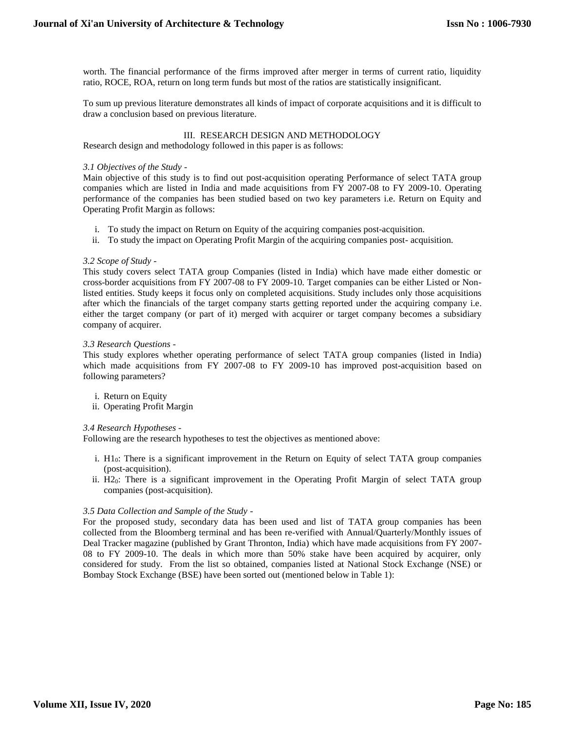worth. The financial performance of the firms improved after merger in terms of current ratio, liquidity ratio, ROCE, ROA, return on long term funds but most of the ratios are statistically insignificant.

To sum up previous literature demonstrates all kinds of impact of corporate acquisitions and it is difficult to draw a conclusion based on previous literature.

## III. RESEARCH DESIGN AND METHODOLOGY

Research design and methodology followed in this paper is as follows:

*3.1 Objectives of the Study -*

Main objective of this study is to find out post-acquisition operating Performance of select TATA group companies which are listed in India and made acquisitions from FY 2007-08 to FY 2009-10. Operating performance of the companies has been studied based on two key parameters i.e. Return on Equity and Operating Profit Margin as follows:

i. To study the impact on Return on Equity of the acquiring companies post-acquisition.
ii. To study the impact on Operating Profit Margin of the acquiring companies post- acquisition.

*3.2 Scope of Study -*

This study covers select TATA group Companies (listed in India) which have made either domestic or cross-border acquisitions from FY 2007-08 to FY 2009-10. Target companies can be either Listed or Non-listed entities. Study keeps it focus only on completed acquisitions. Study includes only those acquisitions after which the financials of the target company starts getting reported under the acquiring company i.e. either the target company (or part of it) merged with acquirer or target company becomes a subsidiary company of acquirer.

*3.3 Research Questions -*

This study explores whether operating performance of select TATA group companies (listed in India) which made acquisitions from FY 2007-08 to FY 2009-10 has improved post-acquisition based on following parameters?

i. Return on Equity
ii. Operating Profit Margin

*3.4 Research Hypotheses -*

Following are the research hypotheses to test the objectives as mentioned above:

i. $H1_0$: There is a significant improvement in the Return on Equity of select TATA group companies (post-acquisition).
ii. $H2_0$: There is a significant improvement in the Operating Profit Margin of select TATA group companies (post-acquisition).

*3.5 Data Collection and Sample of the Study -*

For the proposed study, secondary data has been used and list of TATA group companies has been collected from the Bloomberg terminal and has been re-verified with Annual/Quarterly/Monthly issues of Deal Tracker magazine (published by Grant Thronton, India) which have made acquisitions from FY 2007-08 to FY 2009-10. The deals in which more than 50% stake have been acquired by acquirer, only considered for study. From the list so obtained, companies listed at National Stock Exchange (NSE) or Bombay Stock Exchange (BSE) have been sorted out (mentioned below in Table 1):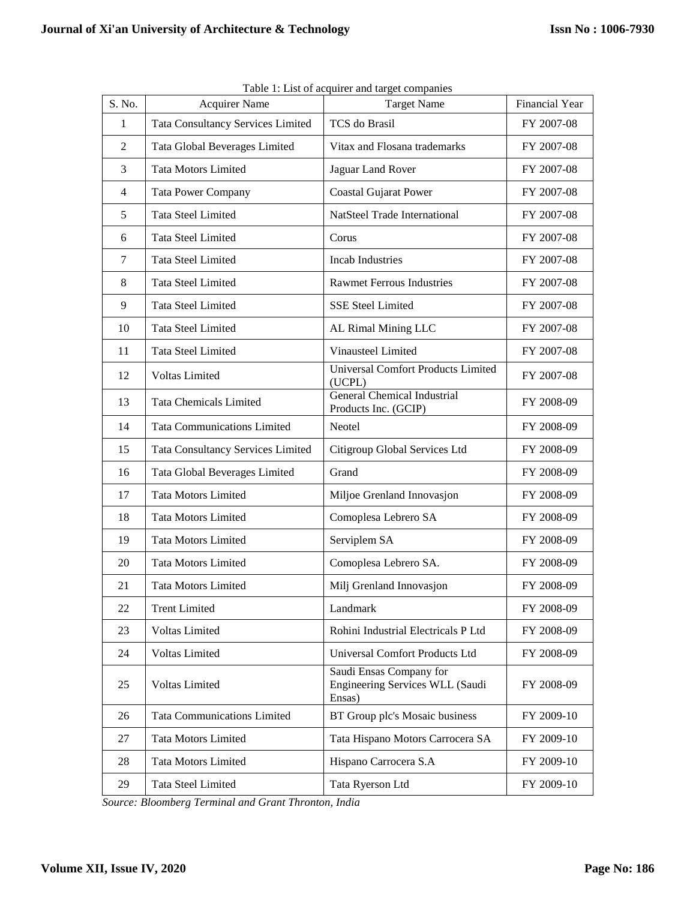Table 1: List of acquirer and target companies

| S. No. | Acquirer Name | Target Name | Financial Year |
|---|---|---|---|
| 1 | Tata Consultancy Services Limited | TCS do Brasil | FY 2007-08 |
| 2 | Tata Global Beverages Limited | Vitax and Flosana trademarks | FY 2007-08 |
| 3 | Tata Motors Limited | Jaguar Land Rover | FY 2007-08 |
| 4 | Tata Power Company | Coastal Gujarat Power | FY 2007-08 |
| 5 | Tata Steel Limited | NatSteel Trade International | FY 2007-08 |
| 6 | Tata Steel Limited | Corus | FY 2007-08 |
| 7 | Tata Steel Limited | Incab Industries | FY 2007-08 |
| 8 | Tata Steel Limited | Rawmet Ferrous Industries | FY 2007-08 |
| 9 | Tata Steel Limited | SSE Steel Limited | FY 2007-08 |
| 10 | Tata Steel Limited | AL Rimal Mining LLC | FY 2007-08 |
| 11 | Tata Steel Limited | Vinausteel Limited | FY 2007-08 |
| 12 | Voltas Limited | Universal Comfort Products Limited (UCPL) | FY 2007-08 |
| 13 | Tata Chemicals Limited | General Chemical Industrial Products Inc. (GCIP) | FY 2008-09 |
| 14 | Tata Communications Limited | Neotel | FY 2008-09 |
| 15 | Tata Consultancy Services Limited | Citigroup Global Services Ltd | FY 2008-09 |
| 16 | Tata Global Beverages Limited | Grand | FY 2008-09 |
| 17 | Tata Motors Limited | Miljoe Grenland Innovasjon | FY 2008-09 |
| 18 | Tata Motors Limited | Comoplesa Lebrero SA | FY 2008-09 |
| 19 | Tata Motors Limited | Serviplem SA | FY 2008-09 |
| 20 | Tata Motors Limited | Comoplesa Lebrero SA. | FY 2008-09 |
| 21 | Tata Motors Limited | Milj Grenland Innovasjon | FY 2008-09 |
| 22 | Trent Limited | Landmark | FY 2008-09 |
| 23 | Voltas Limited | Rohini Industrial Electricals P Ltd | FY 2008-09 |
| 24 | Voltas Limited | Universal Comfort Products Ltd | FY 2008-09 |
| 25 | Voltas Limited | Saudi Ensas Company for Engineering Services WLL (Saudi Ensas) | FY 2008-09 |
| 26 | Tata Communications Limited | BT Group plc's Mosaic business | FY 2009-10 |
| 27 | Tata Motors Limited | Tata Hispano Motors Carrocera SA | FY 2009-10 |
| 28 | Tata Motors Limited | Hispano Carrocera S.A | FY 2009-10 |
| 29 | Tata Steel Limited | Tata Ryerson Ltd | FY 2009-10 |

*Source: Bloomberg Terminal and Grant Thronton, India*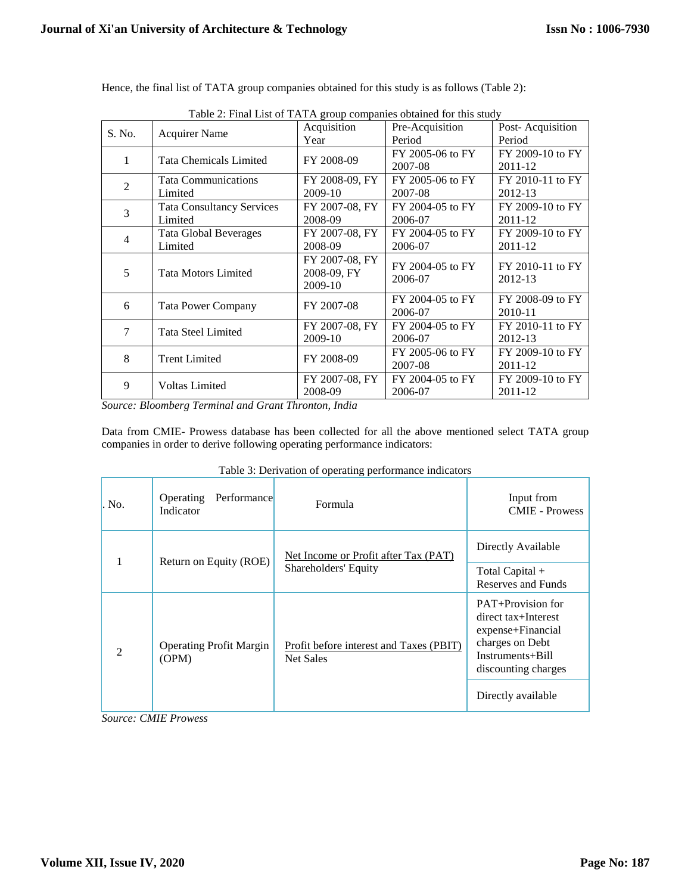Hence, the final list of TATA group companies obtained for this study is as follows (Table 2):

Table 2: Final List of TATA group companies obtained for this study

| S. No. | Acquirer Name | Acquisition Year | Pre-Acquisition Period | Post- Acquisition Period |
|---|---|---|---|---|
| 1 | Tata Chemicals Limited | FY 2008-09 | FY 2005-06 to FY 2007-08 | FY 2009-10 to FY 2011-12 |
| 2 | Tata Communications Limited | FY 2008-09, FY 2009-10 | FY 2005-06 to FY 2007-08 | FY 2010-11 to FY 2012-13 |
| 3 | Tata Consultancy Services Limited | FY 2007-08, FY 2008-09 | FY 2004-05 to FY 2006-07 | FY 2009-10 to FY 2011-12 |
| 4 | Tata Global Beverages Limited | FY 2007-08, FY 2008-09 | FY 2004-05 to FY 2006-07 | FY 2009-10 to FY 2011-12 |
| 5 | Tata Motors Limited | FY 2007-08, FY 2008-09, FY 2009-10 | FY 2004-05 to FY 2006-07 | FY 2010-11 to FY 2012-13 |
| 6 | Tata Power Company | FY 2007-08 | FY 2004-05 to FY 2006-07 | FY 2008-09 to FY 2010-11 |
| 7 | Tata Steel Limited | FY 2007-08, FY 2009-10 | FY 2004-05 to FY 2006-07 | FY 2010-11 to FY 2012-13 |
| 8 | Trent Limited | FY 2008-09 | FY 2005-06 to FY 2007-08 | FY 2009-10 to FY 2011-12 |
| 9 | Voltas Limited | FY 2007-08, FY 2008-09 | FY 2004-05 to FY 2006-07 | FY 2009-10 to FY 2011-12 |

*Source: Bloomberg Terminal and Grant Thronton, India*

Data from CMIE- Prowess database has been collected for all the above mentioned select TATA group companies in order to derive following operating performance indicators:

Table 3: Derivation of operating performance indicators

| . No. | Operating Performance Indicator | Formula | Input from CMIE - Prowess |
|---|---|---|---|
| 1 | Return on Equity (ROE) | $\frac{\text{Net Income or Profit after Tax (PAT)}}{\text{Shareholders' Equity}}$ | Directly Available |
| | | | Total Capital + Reserves and Funds |
| 2 | Operating Profit Margin (OPM) | $\frac{\text{Profit before interest and Taxes (PBIT)}}{\text{Net Sales}}$ | PAT+Provision for direct tax+Interest expense+Financial charges on Debt Instruments+Bill discounting charges |
| | | | Directly available |

*Source: CMIE Prowess*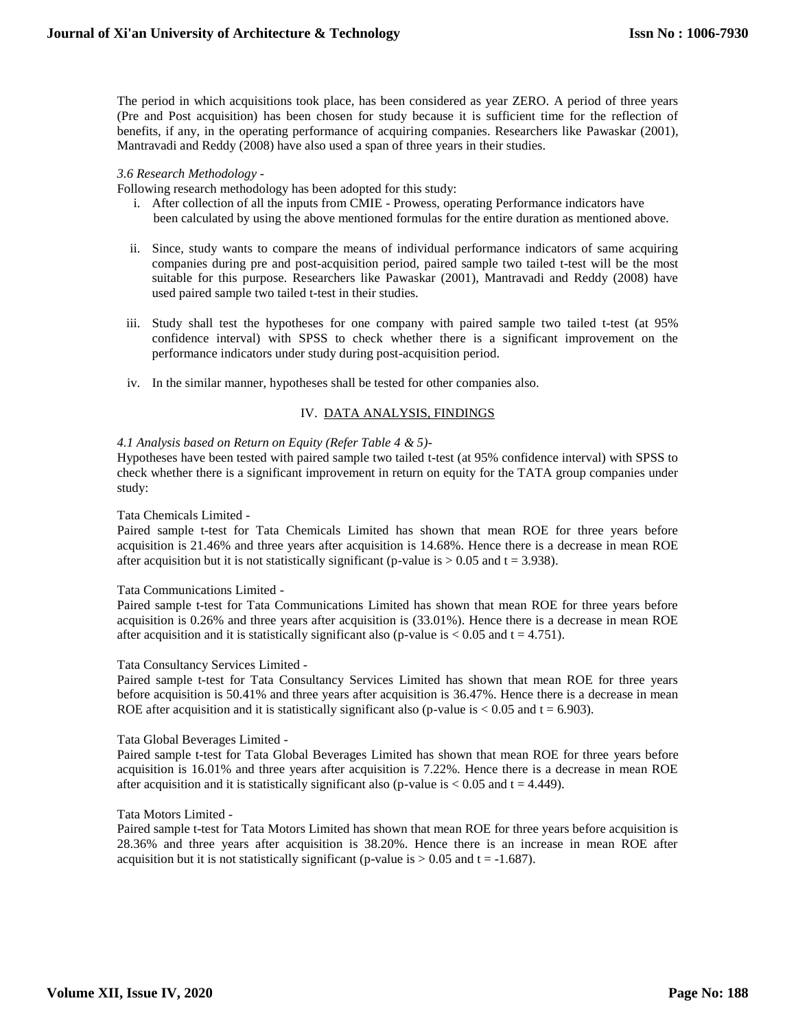The period in which acquisitions took place, has been considered as year ZERO. A period of three years (Pre and Post acquisition) has been chosen for study because it is sufficient time for the reflection of benefits, if any, in the operating performance of acquiring companies. Researchers like Pawaskar (2001), Mantravadi and Reddy (2008) have also used a span of three years in their studies.

*3.6 Research Methodology -*

Following research methodology has been adopted for this study:

i. After collection of all the inputs from CMIE - Prowess, operating Performance indicators have been calculated by using the above mentioned formulas for the entire duration as mentioned above.

ii. Since, study wants to compare the means of individual performance indicators of same acquiring companies during pre and post-acquisition period, paired sample two tailed t-test will be the most suitable for this purpose. Researchers like Pawaskar (2001), Mantravadi and Reddy (2008) have used paired sample two tailed t-test in their studies.

iii. Study shall test the hypotheses for one company with paired sample two tailed t-test (at 95% confidence interval) with SPSS to check whether there is a significant improvement on the performance indicators under study during post-acquisition period.

iv. In the similar manner, hypotheses shall be tested for other companies also.

## IV. DATA ANALYSIS, FINDINGS

*4.1 Analysis based on Return on Equity (Refer Table 4 & 5)-*

Hypotheses have been tested with paired sample two tailed t-test (at 95% confidence interval) with SPSS to check whether there is a significant improvement in return on equity for the TATA group companies under study:

Tata Chemicals Limited -

Paired sample t-test for Tata Chemicals Limited has shown that mean ROE for three years before acquisition is 21.46% and three years after acquisition is 14.68%. Hence there is a decrease in mean ROE after acquisition but it is not statistically significant (p-value is $> 0.05$ and $t = 3.938$).

Tata Communications Limited -

Paired sample t-test for Tata Communications Limited has shown that mean ROE for three years before acquisition is 0.26% and three years after acquisition is (33.01%). Hence there is a decrease in mean ROE after acquisition and it is statistically significant also (p-value is $< 0.05$ and $t = 4.751$).

Tata Consultancy Services Limited -

Paired sample t-test for Tata Consultancy Services Limited has shown that mean ROE for three years before acquisition is 50.41% and three years after acquisition is 36.47%. Hence there is a decrease in mean ROE after acquisition and it is statistically significant also (p-value is $< 0.05$ and $t = 6.903$).

Tata Global Beverages Limited -

Paired sample t-test for Tata Global Beverages Limited has shown that mean ROE for three years before acquisition is 16.01% and three years after acquisition is 7.22%. Hence there is a decrease in mean ROE after acquisition and it is statistically significant also (p-value is $< 0.05$ and $t = 4.449$).

Tata Motors Limited -

Paired sample t-test for Tata Motors Limited has shown that mean ROE for three years before acquisition is 28.36% and three years after acquisition is 38.20%. Hence there is an increase in mean ROE after acquisition but it is not statistically significant (p-value is $> 0.05$ and $t = -1.687$).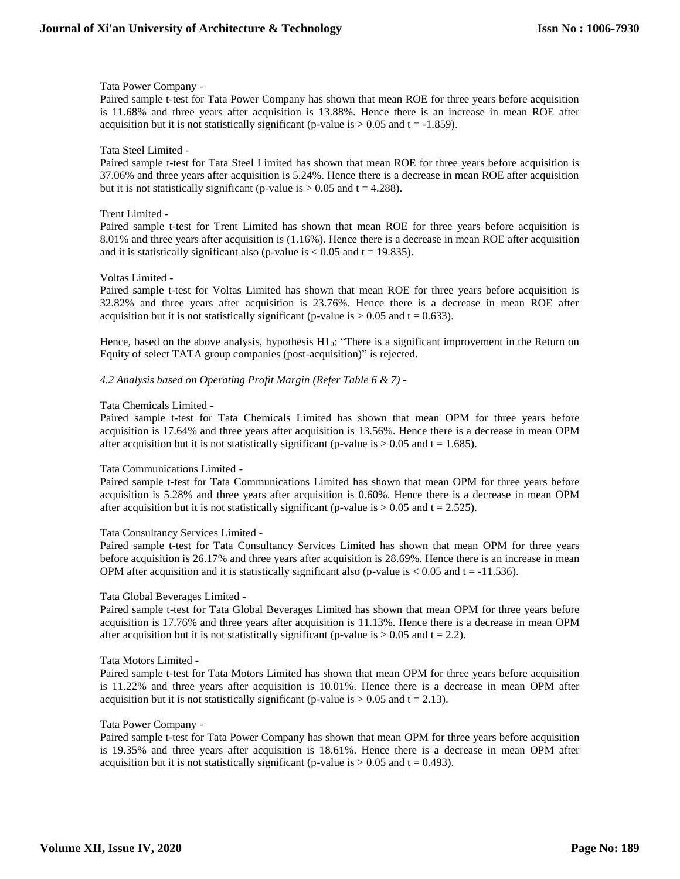Tata Power Company -

Paired sample t-test for Tata Power Company has shown that mean ROE for three years before acquisition is 11.68% and three years after acquisition is 13.88%. Hence there is an increase in mean ROE after acquisition but it is not statistically significant (p-value is > 0.05 and t = -1.859).

Tata Steel Limited -

Paired sample t-test for Tata Steel Limited has shown that mean ROE for three years before acquisition is 37.06% and three years after acquisition is 5.24%. Hence there is a decrease in mean ROE after acquisition but it is not statistically significant (p-value is > 0.05 and t = 4.288).

Trent Limited -

Paired sample t-test for Trent Limited has shown that mean ROE for three years before acquisition is 8.01% and three years after acquisition is (1.16%). Hence there is a decrease in mean ROE after acquisition and it is statistically significant also (p-value is < 0.05 and t = 19.835).

Voltas Limited -

Paired sample t-test for Voltas Limited has shown that mean ROE for three years before acquisition is 32.82% and three years after acquisition is 23.76%. Hence there is a decrease in mean ROE after acquisition but it is not statistically significant (p-value is > 0.05 and t = 0.633).

Hence, based on the above analysis, hypothesis $H1_0$: "There is a significant improvement in the Return on Equity of select TATA group companies (post-acquisition)" is rejected.

*4.2 Analysis based on Operating Profit Margin (Refer Table 6 & 7) -*

Tata Chemicals Limited -

Paired sample t-test for Tata Chemicals Limited has shown that mean OPM for three years before acquisition is 17.64% and three years after acquisition is 13.56%. Hence there is a decrease in mean OPM after acquisition but it is not statistically significant (p-value is > 0.05 and t = 1.685).

Tata Communications Limited -

Paired sample t-test for Tata Communications Limited has shown that mean OPM for three years before acquisition is 5.28% and three years after acquisition is 0.60%. Hence there is a decrease in mean OPM after acquisition but it is not statistically significant (p-value is > 0.05 and t = 2.525).

Tata Consultancy Services Limited -

Paired sample t-test for Tata Consultancy Services Limited has shown that mean OPM for three years before acquisition is 26.17% and three years after acquisition is 28.69%. Hence there is an increase in mean OPM after acquisition and it is statistically significant also (p-value is < 0.05 and t = -11.536).

Tata Global Beverages Limited -

Paired sample t-test for Tata Global Beverages Limited has shown that mean OPM for three years before acquisition is 17.76% and three years after acquisition is 11.13%. Hence there is a decrease in mean OPM after acquisition but it is not statistically significant (p-value is > 0.05 and t = 2.2).

Tata Motors Limited -

Paired sample t-test for Tata Motors Limited has shown that mean OPM for three years before acquisition is 11.22% and three years after acquisition is 10.01%. Hence there is a decrease in mean OPM after acquisition but it is not statistically significant (p-value is > 0.05 and t = 2.13).

Tata Power Company -

Paired sample t-test for Tata Power Company has shown that mean OPM for three years before acquisition is 19.35% and three years after acquisition is 18.61%. Hence there is a decrease in mean OPM after acquisition but it is not statistically significant (p-value is > 0.05 and t = 0.493).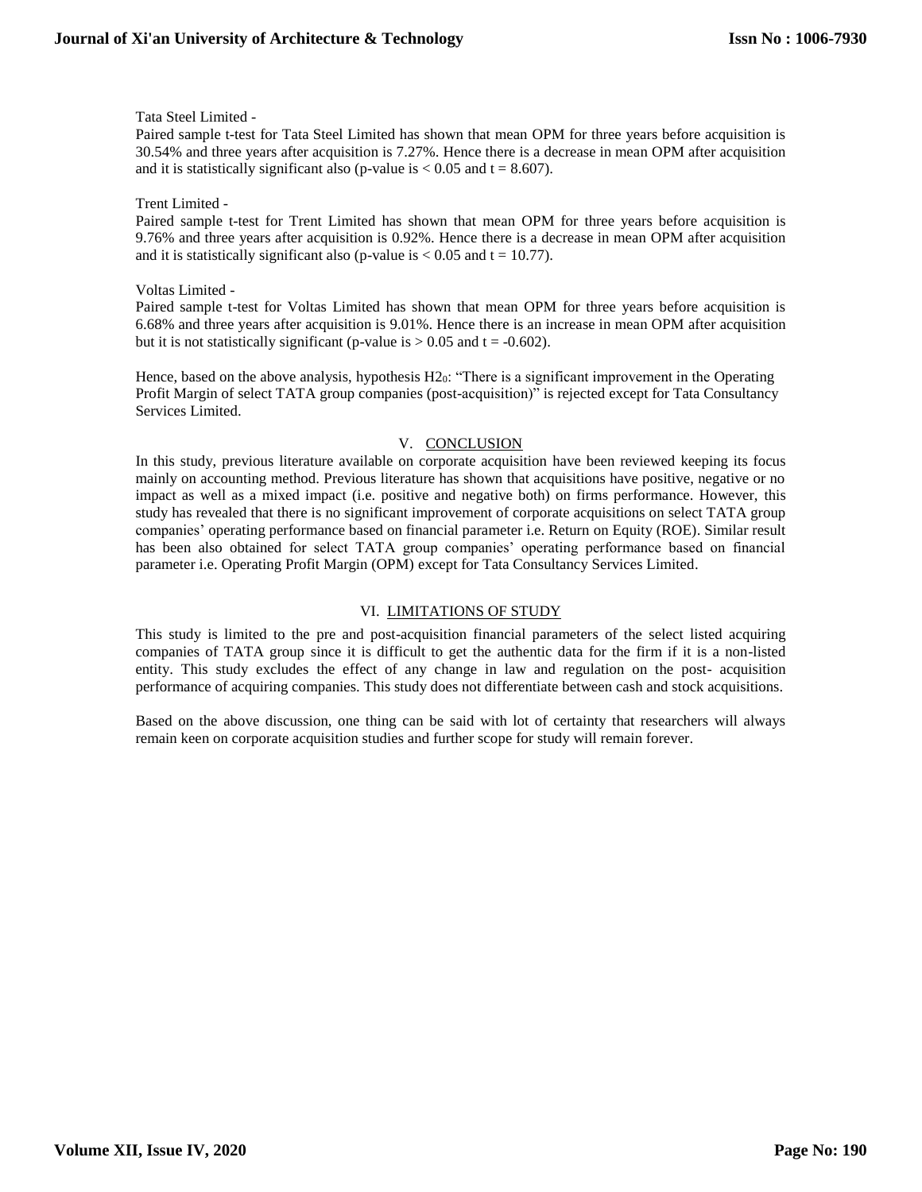Tata Steel Limited -

Paired sample t-test for Tata Steel Limited has shown that mean OPM for three years before acquisition is 30.54% and three years after acquisition is 7.27%. Hence there is a decrease in mean OPM after acquisition and it is statistically significant also (p-value is $< 0.05$ and $t = 8.607$).

Trent Limited -

Paired sample t-test for Trent Limited has shown that mean OPM for three years before acquisition is 9.76% and three years after acquisition is 0.92%. Hence there is a decrease in mean OPM after acquisition and it is statistically significant also (p-value is $< 0.05$ and $t = 10.77$).

Voltas Limited -

Paired sample t-test for Voltas Limited has shown that mean OPM for three years before acquisition is 6.68% and three years after acquisition is 9.01%. Hence there is an increase in mean OPM after acquisition but it is not statistically significant (p-value is $> 0.05$ and $t = -0.602$).

Hence, based on the above analysis, hypothesis $H2_0$: "There is a significant improvement in the Operating Profit Margin of select TATA group companies (post-acquisition)" is rejected except for Tata Consultancy Services Limited.

## V. CONCLUSION

In this study, previous literature available on corporate acquisition have been reviewed keeping its focus mainly on accounting method. Previous literature has shown that acquisitions have positive, negative or no impact as well as a mixed impact (i.e. positive and negative both) on firms performance. However, this study has revealed that there is no significant improvement of corporate acquisitions on select TATA group companies' operating performance based on financial parameter i.e. Return on Equity (ROE). Similar result has been also obtained for select TATA group companies' operating performance based on financial parameter i.e. Operating Profit Margin (OPM) except for Tata Consultancy Services Limited.

## VI. LIMITATIONS OF STUDY

This study is limited to the pre and post-acquisition financial parameters of the select listed acquiring companies of TATA group since it is difficult to get the authentic data for the firm if it is a non-listed entity. This study excludes the effect of any change in law and regulation on the post- acquisition performance of acquiring companies. This study does not differentiate between cash and stock acquisitions.

Based on the above discussion, one thing can be said with lot of certainty that researchers will always remain keen on corporate acquisition studies and further scope for study will remain forever.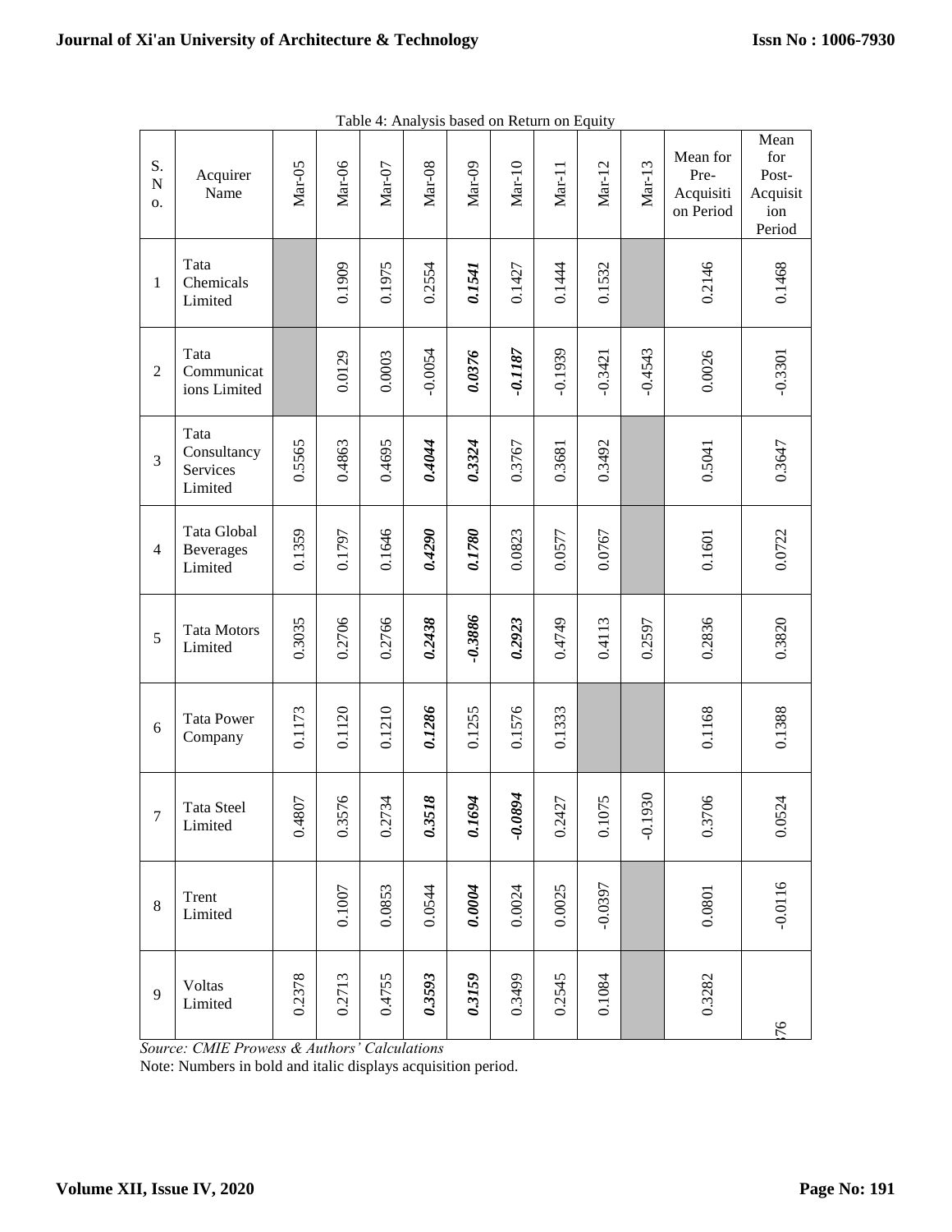Table 4: Analysis based on Return on Equity

| S. No. | Acquirer Name | Mar-05 | Mar-06 | Mar-07 | Mar-08 | Mar-09 | Mar-10 | Mar-11 | Mar-12 | Mar-13 | Mean for Pre-Acquisition Period | Mean for Post-Acquisition Period |
|---|---|---|---|---|---|---|---|---|---|---|---|---|
| 1 | Tata Chemicals Limited | | 0.1909 | 0.1975 | 0.2554 | ***0.1541*** | 0.1427 | 0.1444 | 0.1532 | | 0.2146 | 0.1468 |
| 2 | Tata Communications Limited | | 0.0129 | 0.0003 | -0.0054 | ***0.0376*** | ***-0.1187*** | -0.1939 | -0.3421 | -0.4543 | 0.0026 | -0.3301 |
| 3 | Tata Consultancy Services Limited | 0.5565 | 0.4863 | 0.4695 | ***0.4044*** | ***0.3324*** | 0.3767 | 0.3681 | 0.3492 | | 0.5041 | 0.3647 |
| 4 | Tata Global Beverages Limited | 0.1359 | 0.1797 | 0.1646 | ***0.4290*** | ***0.1780*** | 0.0823 | 0.0577 | 0.0767 | | 0.1601 | 0.0722 |
| 5 | Tata Motors Limited | 0.3035 | 0.2706 | 0.2766 | ***0.2438*** | ***-0.3886*** | ***0.2923*** | 0.4749 | 0.4113 | 0.2597 | 0.2836 | 0.3820 |
| 6 | Tata Power Company | 0.1173 | 0.1120 | 0.1210 | ***0.1286*** | 0.1255 | 0.1576 | 0.1333 | | | 0.1168 | 0.1388 |
| 7 | Tata Steel Limited | 0.4807 | 0.3576 | 0.2734 | ***0.3518*** | ***0.1694*** | ***-0.0894*** | 0.2427 | 0.1075 | -0.1930 | 0.3706 | 0.0524 |
| 8 | Trent Limited | | 0.1007 | 0.0853 | 0.0544 | ***0.0004*** | 0.0024 | 0.0025 | -0.0397 | | 0.0801 | -0.0116 |
| 9 | Voltas Limited | 0.2378 | 0.2713 | 0.4755 | ***0.3593*** | ***0.3159*** | 0.3499 | 0.2545 | 0.1084 | | 0.3282 | 76 |

*Source: CMIE Prowess & Authors' Calculations*

Note: Numbers in bold and italic displays acquisition period.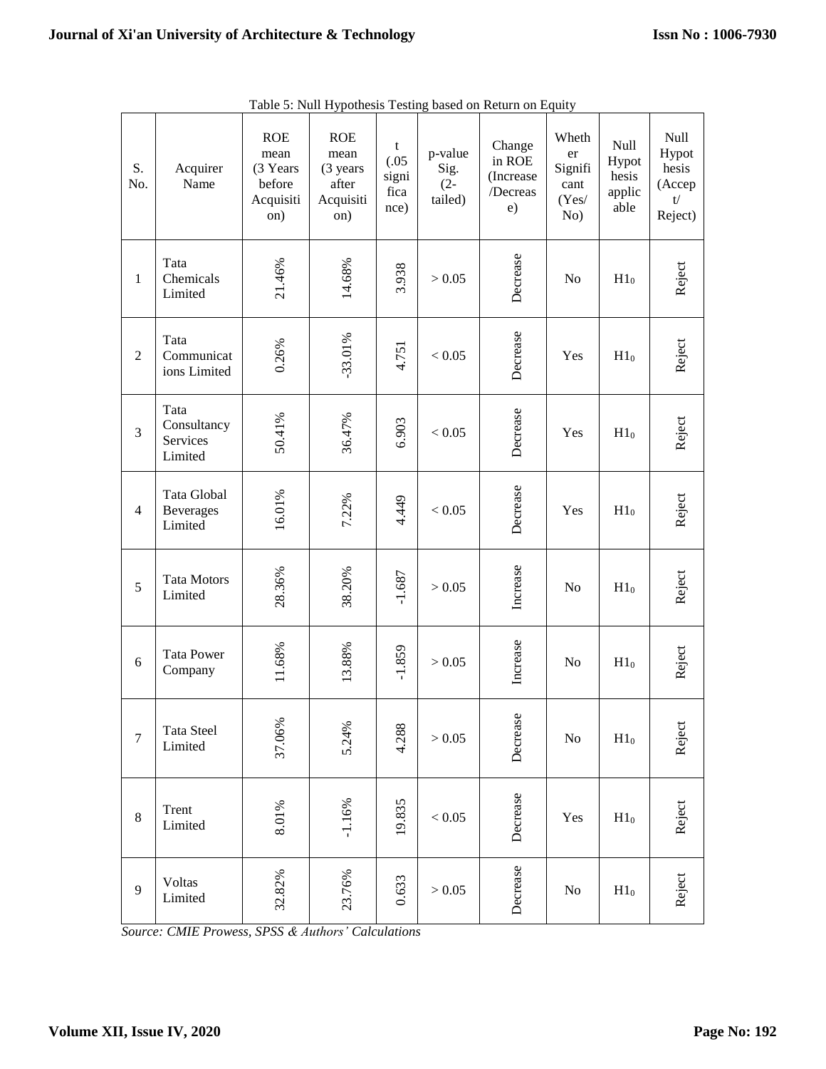Table 5: Null Hypothesis Testing based on Return on Equity

| S. No. | Acquirer Name | ROE mean (3 Years before Acquisition) | ROE mean (3 years after Acquisition) | t (.05 significance) | p-value Sig. (2-tailed) | Change in ROE (Increase /Decrease) | Whether Significant (Yes/ No) | Null Hypothesis applicable | Null Hypothesis (Accept/ Reject) |
|---|---|---|---|---|---|---|---|---|---|
| 1 | Tata Chemicals Limited | 21.46% | 14.68% | 3.938 | > 0.05 | Decrease | No | $H1_0$ | Reject |
| 2 | Tata Communications Limited | 0.26% | -33.01% | 4.751 | < 0.05 | Decrease | Yes | $H1_0$ | Reject |
| 3 | Tata Consultancy Services Limited | 50.41% | 36.47% | 6.903 | < 0.05 | Decrease | Yes | $H1_0$ | Reject |
| 4 | Tata Global Beverages Limited | 16.01% | 7.22% | 4.449 | < 0.05 | Decrease | Yes | $H1_0$ | Reject |
| 5 | Tata Motors Limited | 28.36% | 38.20% | -1.687 | > 0.05 | Increase | No | $H1_0$ | Reject |
| 6 | Tata Power Company | 11.68% | 13.88% | -1.859 | > 0.05 | Increase | No | $H1_0$ | Reject |
| 7 | Tata Steel Limited | 37.06% | 5.24% | 4.288 | > 0.05 | Decrease | No | $H1_0$ | Reject |
| 8 | Trent Limited | 8.01% | -1.16% | 19.835 | < 0.05 | Decrease | Yes | $H1_0$ | Reject |
| 9 | Voltas Limited | 32.82% | 23.76% | 0.633 | > 0.05 | Decrease | No | $H1_0$ | Reject |

*Source: CMIE Prowess, SPSS & Authors' Calculations*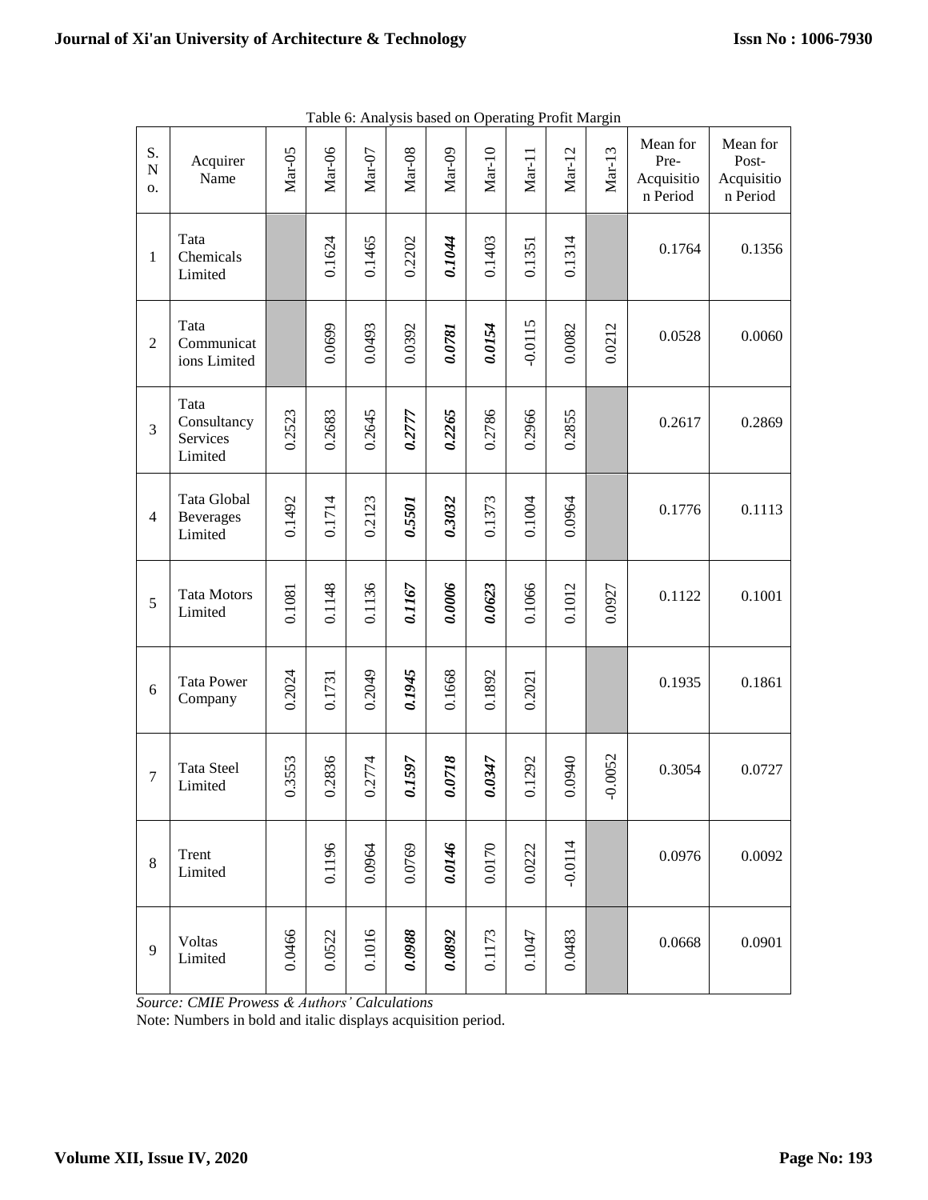Table 6: Analysis based on Operating Profit Margin

| S. No. | Acquirer Name | Mar-05 | Mar-06 | Mar-07 | Mar-08 | Mar-09 | Mar-10 | Mar-11 | Mar-12 | Mar-13 | Mean for Pre-Acquisition Period | Mean for Post-Acquisition Period |
|---|---|---|---|---|---|---|---|---|---|---|---|---|
| 1 | Tata Chemicals Limited | | 0.1624 | 0.1465 | 0.2202 | ***0.1044*** | 0.1403 | 0.1351 | 0.1314 | | 0.1764 | 0.1356 |
| 2 | Tata Communications Limited | | 0.0699 | 0.0493 | 0.0392 | ***0.0781*** | ***0.0154*** | -0.0115 | 0.0082 | 0.0212 | 0.0528 | 0.0060 |
| 3 | Tata Consultancy Services Limited | 0.2523 | 0.2683 | 0.2645 | ***0.2777*** | ***0.2265*** | 0.2786 | 0.2966 | 0.2855 | | 0.2617 | 0.2869 |
| 4 | Tata Global Beverages Limited | 0.1492 | 0.1714 | 0.2123 | ***0.5501*** | ***0.3032*** | 0.1373 | 0.1004 | 0.0964 | | 0.1776 | 0.1113 |
| 5 | Tata Motors Limited | 0.1081 | 0.1148 | 0.1136 | ***0.1167*** | ***0.0006*** | ***0.0623*** | 0.1066 | 0.1012 | 0.0927 | 0.1122 | 0.1001 |
| 6 | Tata Power Company | 0.2024 | 0.1731 | 0.2049 | ***0.1945*** | 0.1668 | 0.1892 | 0.2021 | | | 0.1935 | 0.1861 |
| 7 | Tata Steel Limited | 0.3553 | 0.2836 | 0.2774 | ***0.1597*** | ***0.0718*** | ***0.0347*** | 0.1292 | 0.0940 | -0.0052 | 0.3054 | 0.0727 |
| 8 | Trent Limited | | 0.1196 | 0.0964 | 0.0769 | ***0.0146*** | 0.0170 | 0.0222 | -0.0114 | | 0.0976 | 0.0092 |
| 9 | Voltas Limited | 0.0466 | 0.0522 | 0.1016 | ***0.0988*** | ***0.0892*** | 0.1173 | 0.1047 | 0.0483 | | 0.0668 | 0.0901 |

*Source: CMIE Prowess & Authors' Calculations*

Note: Numbers in bold and italic displays acquisition period.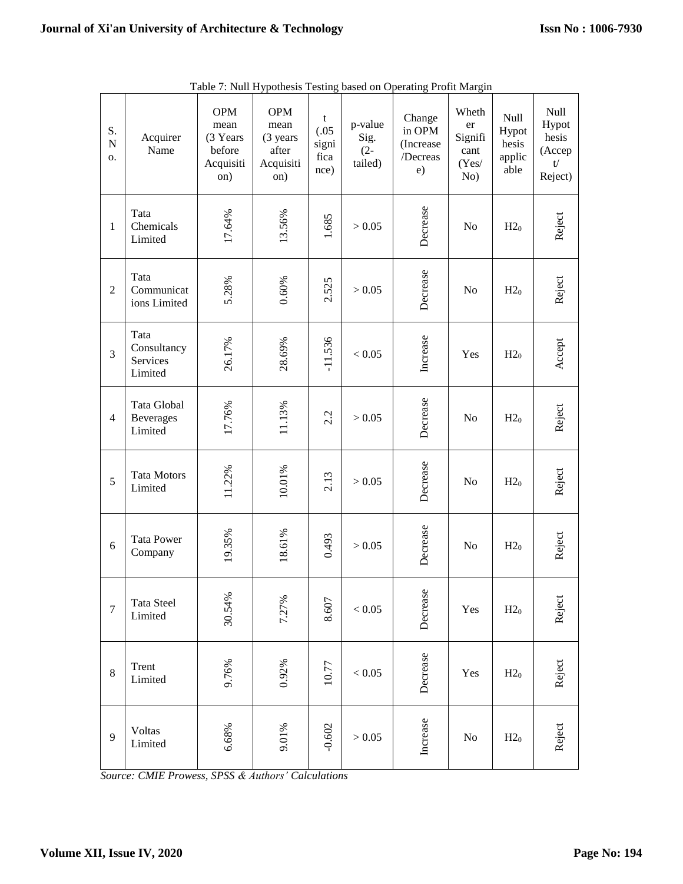Table 7: Null Hypothesis Testing based on Operating Profit Margin

| S. No. | Acquirer Name | OPM mean (3 Years before Acquisition) | OPM mean (3 years after Acquisition) | t (.05 significance) | p-value Sig. (2-tailed) | Change in OPM (Increase /Decrease) | Whether Significant (Yes/ No) | Null Hypothesis applicable | Null Hypothesis (Accept/ Reject) |
|---|---|---|---|---|---|---|---|---|---|
| 1 | Tata Chemicals Limited | 17.64% | 13.56% | 1.685 | > 0.05 | Decrease | No | $H2_0$ | Reject |
| 2 | Tata Communications Limited | 5.28% | 0.60% | 2.525 | > 0.05 | Decrease | No | $H2_0$ | Reject |
| 3 | Tata Consultancy Services Limited | 26.17% | 28.69% | -11.536 | < 0.05 | Increase | Yes | $H2_0$ | Accept |
| 4 | Tata Global Beverages Limited | 17.76% | 11.13% | 2.2 | > 0.05 | Decrease | No | $H2_0$ | Reject |
| 5 | Tata Motors Limited | 11.22% | 10.01% | 2.13 | > 0.05 | Decrease | No | $H2_0$ | Reject |
| 6 | Tata Power Company | 19.35% | 18.61% | 0.493 | > 0.05 | Decrease | No | $H2_0$ | Reject |
| 7 | Tata Steel Limited | 30.54% | 7.27% | 8.607 | < 0.05 | Decrease | Yes | $H2_0$ | Reject |
| 8 | Trent Limited | 9.76% | 0.92% | 10.77 | < 0.05 | Decrease | Yes | $H2_0$ | Reject |
| 9 | Voltas Limited | 6.68% | 9.01% | -0.602 | > 0.05 | Increase | No | $H2_0$ | Reject |

*Source: CMIE Prowess, SPSS & Authors' Calculations*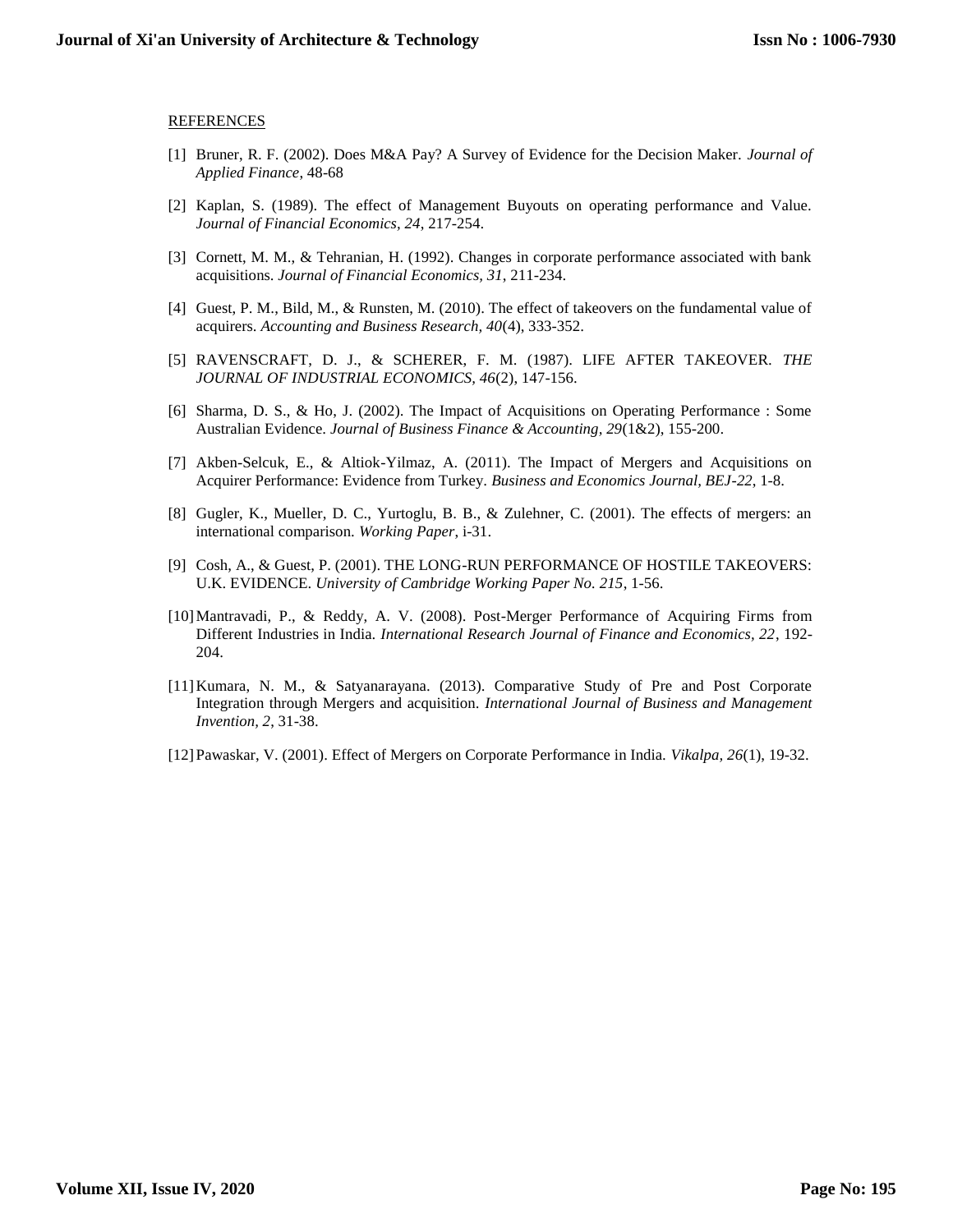REFERENCES

[1] Bruner, R. F. (2002). Does M&A Pay? A Survey of Evidence for the Decision Maker. *Journal of Applied Finance*, 48-68

[2] Kaplan, S. (1989). The effect of Management Buyouts on operating performance and Value. *Journal of Financial Economics, 24*, 217-254.

[3] Cornett, M. M., & Tehranian, H. (1992). Changes in corporate performance associated with bank acquisitions. *Journal of Financial Economics, 31*, 211-234.

[4] Guest, P. M., Bild, M., & Runsten, M. (2010). The effect of takeovers on the fundamental value of acquirers. *Accounting and Business Research, 40*(4), 333-352.

[5] RAVENSCRAFT, D. J., & SCHERER, F. M. (1987). LIFE AFTER TAKEOVER. *THE JOURNAL OF INDUSTRIAL ECONOMICS, 46*(2), 147-156.

[6] Sharma, D. S., & Ho, J. (2002). The Impact of Acquisitions on Operating Performance : Some Australian Evidence. *Journal of Business Finance & Accounting, 29*(1&2), 155-200.

[7] Akben-Selcuk, E., & Altiok-Yilmaz, A. (2011). The Impact of Mergers and Acquisitions on Acquirer Performance: Evidence from Turkey. *Business and Economics Journal, BEJ-22*, 1-8.

[8] Gugler, K., Mueller, D. C., Yurtoglu, B. B., & Zulehner, C. (2001). The effects of mergers: an international comparison. *Working Paper*, i-31.

[9] Cosh, A., & Guest, P. (2001). THE LONG-RUN PERFORMANCE OF HOSTILE TAKEOVERS: U.K. EVIDENCE. *University of Cambridge Working Paper No. 215*, 1-56.

[10] Mantravadi, P., & Reddy, A. V. (2008). Post-Merger Performance of Acquiring Firms from Different Industries in India. *International Research Journal of Finance and Economics, 22*, 192-204.

[11] Kumara, N. M., & Satyanarayana. (2013). Comparative Study of Pre and Post Corporate Integration through Mergers and acquisition. *International Journal of Business and Management Invention, 2*, 31-38.

[12] Pawaskar, V. (2001). Effect of Mergers on Corporate Performance in India. *Vikalpa, 26*(1), 19-32.